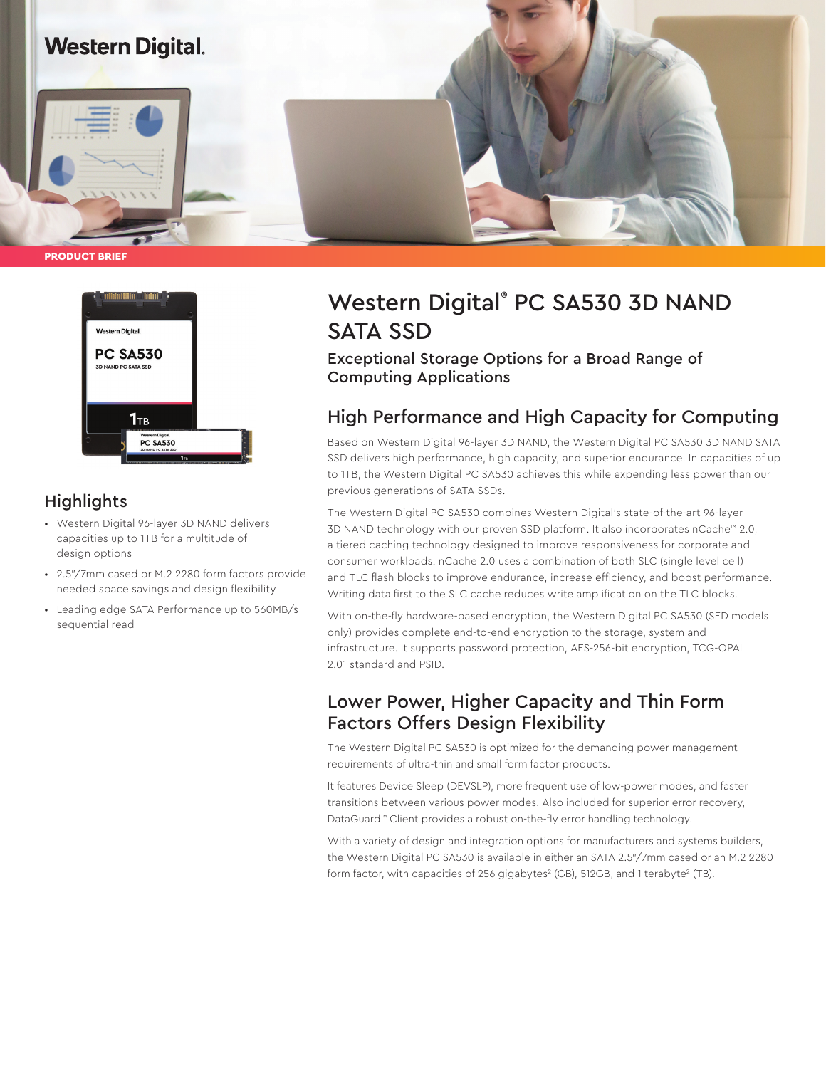Western Digital.

PRODUCT BRIEF

# Western Digital® PC SA530 3D NAND SATA SSD

## Exceptional Storage Options for a Broad Range of Computing Applications

## Highlights

- Western Digital 96-layer 3D NAND delivers capacities up to 1TB for a multitude of design options
- 2.5"/7mm cased or M.2 2280 form factors provide needed space savings and design flexibility
- Leading edge SATA Performance up to 560MB/s sequential read

## High Performance and High Capacity for Computing

Based on Western Digital 96-layer 3D NAND, the Western Digital PC SA530 3D NAND SATA SSD delivers high performance, high capacity, and superior endurance. In capacities of up to 1TB, the Western Digital PC SA530 achieves this while expending less power than our previous generations of SATA SSDs.

The Western Digital PC SA530 combines Western Digital's state-of-the-art 96-layer 3D NAND technology with our proven SSD platform. It also incorporates nCache™ 2.0, a tiered caching technology designed to improve responsiveness for corporate and consumer workloads. nCache 2.0 uses a combination of both SLC (single level cell) and TLC flash blocks to improve endurance, increase efficiency, and boost performance. Writing data first to the SLC cache reduces write amplification on the TLC blocks.

With on-the-fly hardware-based encryption, the Western Digital PC SA530 (SED models only) provides complete end-to-end encryption to the storage, system and infrastructure. It supports password protection, AES-256-bit encryption, TCG-OPAL 2.01 standard and PSID.

## Lower Power, Higher Capacity and Thin Form Factors Offers Design Flexibility

The Western Digital PC SA530 is optimized for the demanding power management requirements of ultra-thin and small form factor products.

It features Device Sleep (DEVSLP), more frequent use of low-power modes, and faster transitions between various power modes. Also included for superior error recovery, DataGuard™ Client provides a robust on-the-fly error handling technology.

With a variety of design and integration options for manufacturers and systems builders, the Western Digital PC SA530 is available in either an SATA 2.5"/7mm cased or an M.2 2280 form factor, with capacities of 256 gigabytes[2] (GB), 512GB, and 1 terabyte[2] (TB).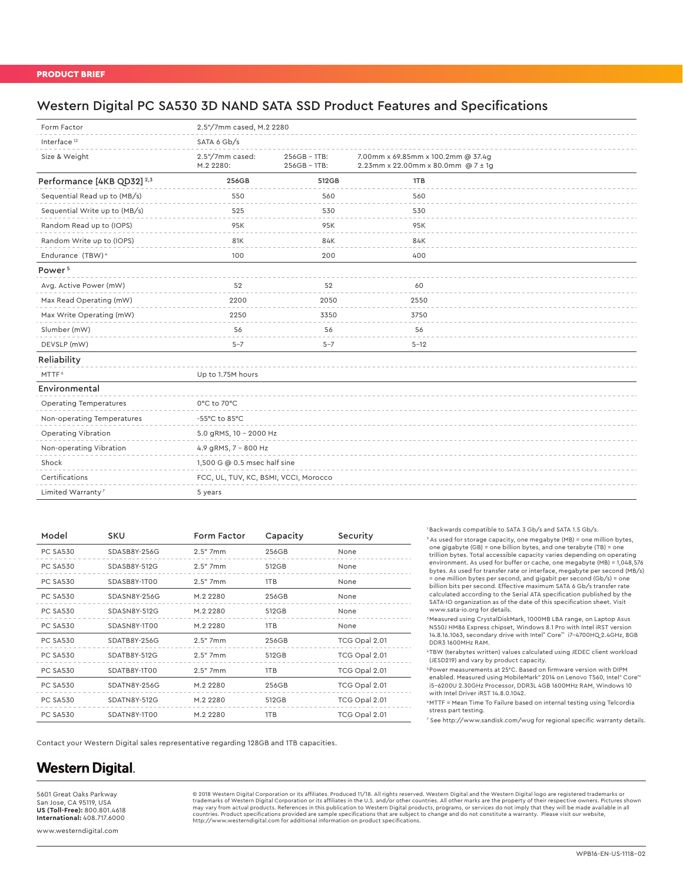PRODUCT BRIEF

## Western Digital PC SA530 3D NAND SATA SSD Product Features and Specifications

| | | | |
|---|---|---|---|
| Form Factor | 2.5"/7mm cased, M.2 2280 | | |
| Interface [1,2] | SATA 6 Gb/s | | |
| Size & Weight | 2.5"/7mm cased:<br>M.2 2280: | 256GB – 1TB:<br>256GB – 1TB: | 7.00mm x 69.85mm x 100.2mm @ 37.4g<br>2.23mm x 22.00mm x 80.0mm @ 7 ± 1g |
| **Performance [4KB QD32] [2,3]** | **256GB** | **512GB** | **1TB** |
| Sequential Read up to (MB/s) | 550 | 560 | 560 |
| Sequential Write up to (MB/s) | 525 | 530 | 530 |
| Random Read up to (IOPS) | 95K | 95K | 95K |
| Random Write up to (IOPS) | 81K | 84K | 84K |
| Endurance (TBW) [4] | 100 | 200 | 400 |
| **Power [5]** | | | |
| Avg. Active Power (mW) | 52 | 52 | 60 |
| Max Read Operating (mW) | 2200 | 2050 | 2550 |
| Max Write Operating (mW) | 2250 | 3350 | 3750 |
| Slumber (mW) | 56 | 56 | 56 |
| DEVSLP (mW) | 5–7 | 5–7 | 5–12 |
| **Reliability** | | | |
| MTTF [6] | Up to 1.75M hours | | |
| **Environmental** | | | |
| Operating Temperatures | 0°C to 70°C | | |
| Non-operating Temperatures | -55°C to 85°C | | |
| Operating Vibration | 5.0 gRMS, 10 – 2000 Hz | | |
| Non-operating Vibration | 4.9 gRMS, 7 – 800 Hz | | |
| Shock | 1,500 G @ 0.5 msec half sine | | |
| Certifications | FCC, UL, TUV, KC, BSMI, VCCI, Morocco | | |
| Limited Warranty [7] | 5 years | | |

| Model | SKU | Form Factor | Capacity | Security |
|---|---|---|---|---|
| PC SA530 | SDASB8Y-256G | 2.5" 7mm | 256GB | None |
| PC SA530 | SDASB8Y-512G | 2.5" 7mm | 512GB | None |
| PC SA530 | SDASB8Y-1T00 | 2.5" 7mm | 1TB | None |
| PC SA530 | SDASN8Y-256G | M.2 2280 | 256GB | None |
| PC SA530 | SDASN8Y-512G | M.2 2280 | 512GB | None |
| PC SA530 | SDASN8Y-1T00 | M.2 2280 | 1TB | None |
| PC SA530 | SDATB8Y-256G | 2.5" 7mm | 256GB | TCG Opal 2.01 |
| PC SA530 | SDATB8Y-512G | 2.5" 7mm | 512GB | TCG Opal 2.01 |
| PC SA530 | SDATB8Y-1T00 | 2.5" 7mm | 1TB | TCG Opal 2.01 |
| PC SA530 | SDATN8Y-256G | M.2 2280 | 256GB | TCG Opal 2.01 |
| PC SA530 | SDATN8Y-512G | M.2 2280 | 512GB | TCG Opal 2.01 |
| PC SA530 | SDATN8Y-1T00 | M.2 2280 | 1TB | TCG Opal 2.01 |

[1] Backwards compatible to SATA 3 Gb/s and SATA 1.5 Gb/s.

[2] As used for storage capacity, one megabyte (MB) = one million bytes, one gigabyte (GB) = one billion bytes, and one terabyte (TB) = one trillion bytes. Total accessible capacity varies depending on operating environment. As used for buffer or cache, one megabyte (MB) = 1,048,576 bytes. As used for transfer rate or interface, megabyte per second (MB/s) = one million bytes per second, and gigabit per second (Gb/s) = one billion bits per second. Effective maximum SATA 6 Gb/s transfer rate calculated according to the Serial ATA specification published by the SATA-IO organization as of the date of this specification sheet. Visit www.sata-io.org for details.

[3] Measured using CrystalDiskMark, 1000MB LBA range, on Laptop Asus N550J HM86 Express chipset, Windows 8.1 Pro with Intel iRST version 14.8.16.1063, secondary drive with Intel® Core™ i7-4700HQ 2.4GHz, 8GB DDR3 1600MHz RAM.

[4] TBW (terabytes written) values calculated using JEDEC client workload (JESD219) and vary by product capacity.

[5] Power measurements at 25°C. Based on firmware version with DIPM enabled. Measured using MobileMark® 2014 on Lenovo T560, Intel® Core™ i5-6200U 2.30GHz Processor, DDR3L 4GB 1600MHz RAM, Windows 10 with Intel Driver iRST 14.8.0.1042.

[6] MTTF = Mean Time To Failure based on internal testing using Telcordia stress part testing.

[7] See http://www.sandisk.com/wug for regional specific warranty details.

Contact your Western Digital sales representative regarding 128GB and 1TB capacities.

**Western Digital.**

5601 Great Oaks Parkway
San Jose, CA 95119, USA
**US (Toll-Free):** 800.801.4618
**International:** 408.717.6000

www.westerndigital.com

© 2018 Western Digital Corporation or its affiliates. Produced 11/18. All rights reserved. Western Digital and the Western Digital logo are registered trademarks or trademarks of Western Digital Corporation or its affiliates in the U.S. and/or other countries. All other marks are the property of their respective owners. Pictures shown may vary from actual products. References in this publication to Western Digital products, programs, or services do not imply that they will be made available in all countries. Product specifications provided are sample specifications that are subject to change and do not constitute a warranty. Please visit our website, http://www.westerndigital.com for additional information on product specifications.

WPB16-EN-US-1118-02